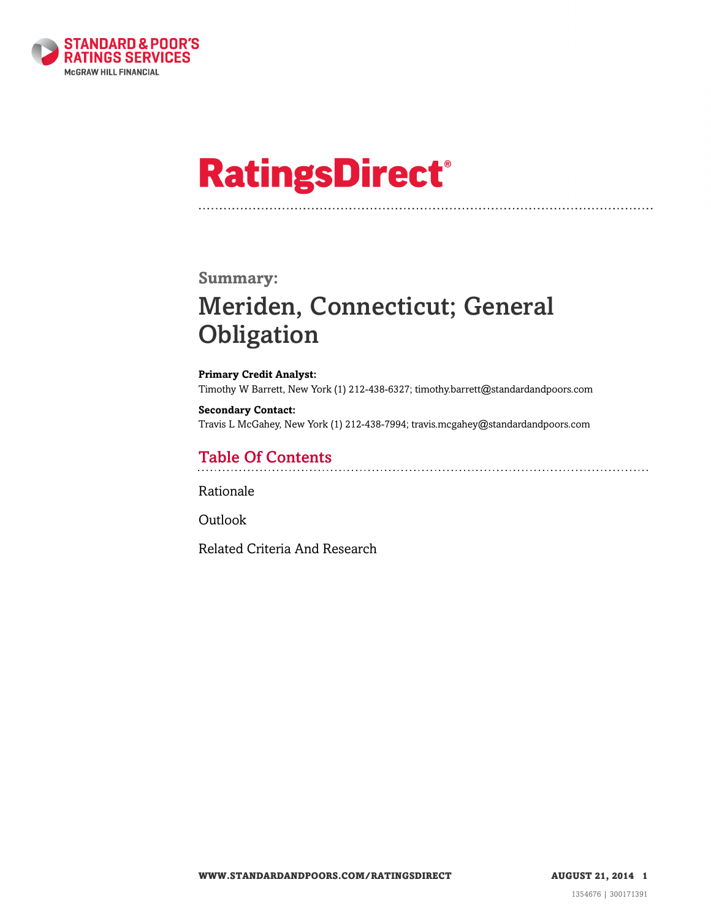# RatingsDirect®

## Summary:

# Meriden, Connecticut; General Obligation

**Primary Credit Analyst:**
Timothy W Barrett, New York (1) 212-438-6327; timothy.barrett@standardandpoors.com

**Secondary Contact:**
Travis L McGahey, New York (1) 212-438-7994; travis.mcgahey@standardandpoors.com

## Table Of Contents

Rationale

Outlook

Related Criteria And Research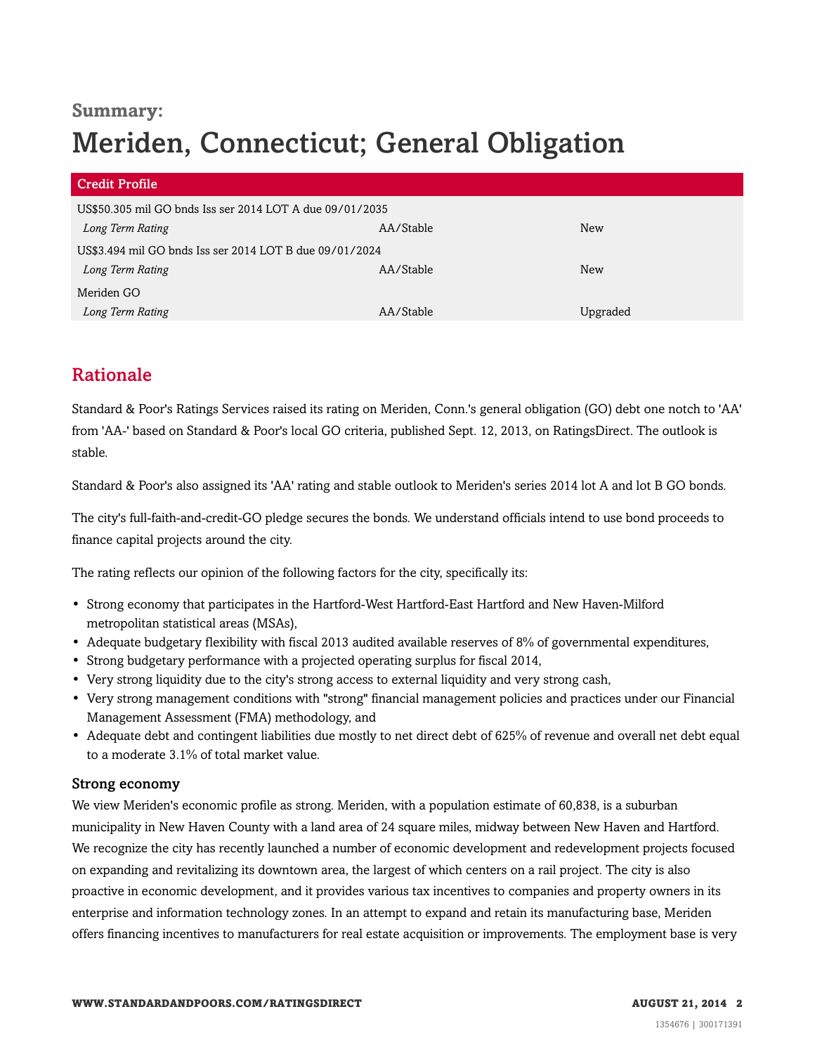**Summary:**

# Meriden, Connecticut; General Obligation

| Credit Profile | | |
|---|---|---|
| US$50.305 mil GO bnds Iss ser 2014 LOT A due 09/01/2035 | | |
| *Long Term Rating* | AA/Stable | New |
| US$3.494 mil GO bnds Iss ser 2014 LOT B due 09/01/2024 | | |
| *Long Term Rating* | AA/Stable | New |
| Meriden GO | | |
| *Long Term Rating* | AA/Stable | Upgraded |

## Rationale

Standard & Poor's Ratings Services raised its rating on Meriden, Conn.'s general obligation (GO) debt one notch to 'AA' from 'AA-' based on Standard & Poor's local GO criteria, published Sept. 12, 2013, on RatingsDirect. The outlook is stable.

Standard & Poor's also assigned its 'AA' rating and stable outlook to Meriden's series 2014 lot A and lot B GO bonds.

The city's full-faith-and-credit-GO pledge secures the bonds. We understand officials intend to use bond proceeds to finance capital projects around the city.

The rating reflects our opinion of the following factors for the city, specifically its:

- Strong economy that participates in the Hartford-West Hartford-East Hartford and New Haven-Milford metropolitan statistical areas (MSAs),
- Adequate budgetary flexibility with fiscal 2013 audited available reserves of 8% of governmental expenditures,
- Strong budgetary performance with a projected operating surplus for fiscal 2014,
- Very strong liquidity due to the city's strong access to external liquidity and very strong cash,
- Very strong management conditions with "strong" financial management policies and practices under our Financial Management Assessment (FMA) methodology, and
- Adequate debt and contingent liabilities due mostly to net direct debt of 625% of revenue and overall net debt equal to a moderate 3.1% of total market value.

### Strong economy

We view Meriden's economic profile as strong. Meriden, with a population estimate of 60,838, is a suburban municipality in New Haven County with a land area of 24 square miles, midway between New Haven and Hartford. We recognize the city has recently launched a number of economic development and redevelopment projects focused on expanding and revitalizing its downtown area, the largest of which centers on a rail project. The city is also proactive in economic development, and it provides various tax incentives to companies and property owners in its enterprise and information technology zones. In an attempt to expand and retain its manufacturing base, Meriden offers financing incentives to manufacturers for real estate acquisition or improvements. The employment base is very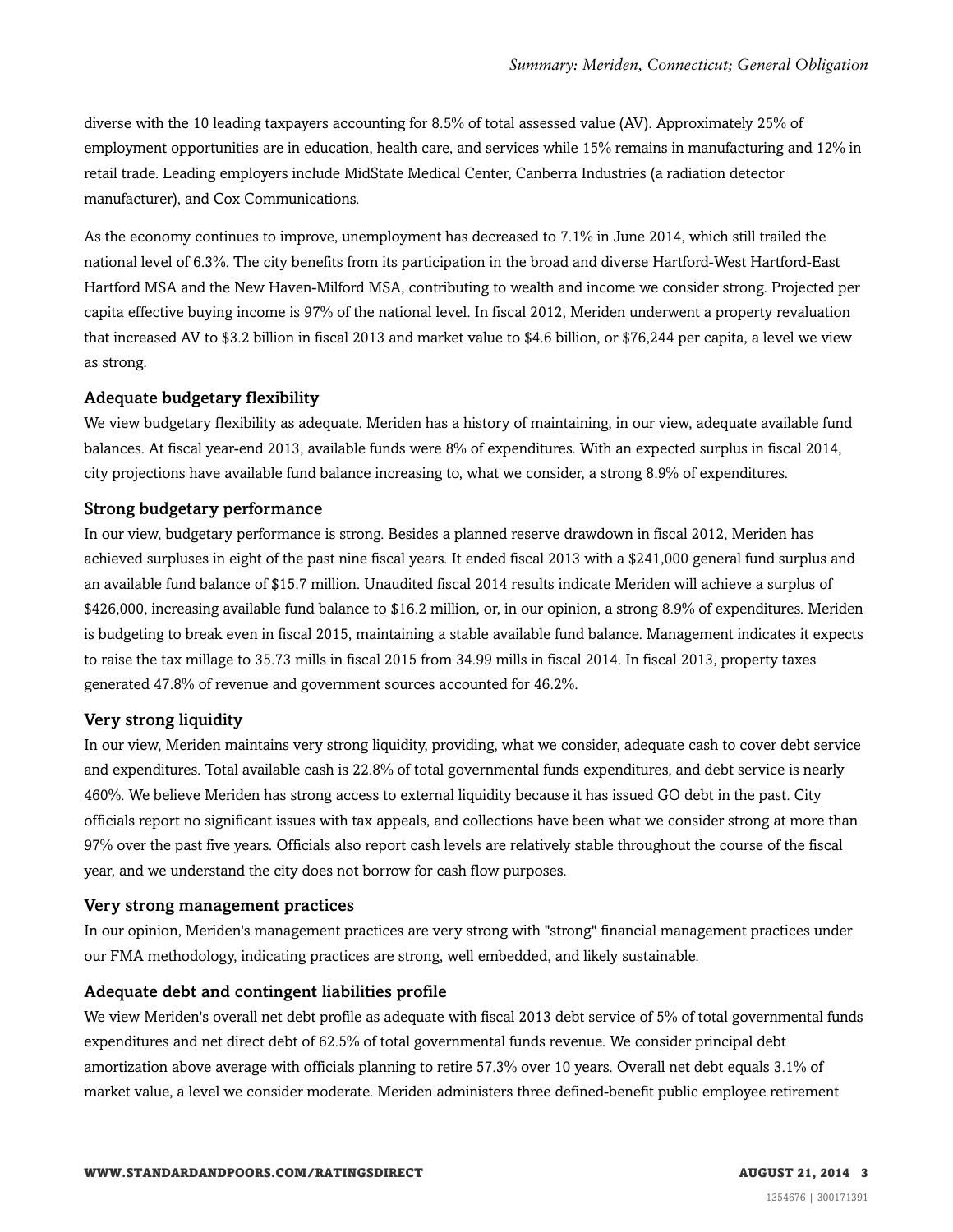diverse with the 10 leading taxpayers accounting for 8.5% of total assessed value (AV). Approximately 25% of employment opportunities are in education, health care, and services while 15% remains in manufacturing and 12% in retail trade. Leading employers include MidState Medical Center, Canberra Industries (a radiation detector manufacturer), and Cox Communications.

As the economy continues to improve, unemployment has decreased to 7.1% in June 2014, which still trailed the national level of 6.3%. The city benefits from its participation in the broad and diverse Hartford-West Hartford-East Hartford MSA and the New Haven-Milford MSA, contributing to wealth and income we consider strong. Projected per capita effective buying income is 97% of the national level. In fiscal 2012, Meriden underwent a property revaluation that increased AV to $3.2 billion in fiscal 2013 and market value to $4.6 billion, or $76,244 per capita, a level we view as strong.

### Adequate budgetary flexibility

We view budgetary flexibility as adequate. Meriden has a history of maintaining, in our view, adequate available fund balances. At fiscal year-end 2013, available funds were 8% of expenditures. With an expected surplus in fiscal 2014, city projections have available fund balance increasing to, what we consider, a strong 8.9% of expenditures.

### Strong budgetary performance

In our view, budgetary performance is strong. Besides a planned reserve drawdown in fiscal 2012, Meriden has achieved surpluses in eight of the past nine fiscal years. It ended fiscal 2013 with a $241,000 general fund surplus and an available fund balance of $15.7 million. Unaudited fiscal 2014 results indicate Meriden will achieve a surplus of $426,000, increasing available fund balance to $16.2 million, or, in our opinion, a strong 8.9% of expenditures. Meriden is budgeting to break even in fiscal 2015, maintaining a stable available fund balance. Management indicates it expects to raise the tax millage to 35.73 mills in fiscal 2015 from 34.99 mills in fiscal 2014. In fiscal 2013, property taxes generated 47.8% of revenue and government sources accounted for 46.2%.

### Very strong liquidity

In our view, Meriden maintains very strong liquidity, providing, what we consider, adequate cash to cover debt service and expenditures. Total available cash is 22.8% of total governmental funds expenditures, and debt service is nearly 460%. We believe Meriden has strong access to external liquidity because it has issued GO debt in the past. City officials report no significant issues with tax appeals, and collections have been what we consider strong at more than 97% over the past five years. Officials also report cash levels are relatively stable throughout the course of the fiscal year, and we understand the city does not borrow for cash flow purposes.

### Very strong management practices

In our opinion, Meriden's management practices are very strong with "strong" financial management practices under our FMA methodology, indicating practices are strong, well embedded, and likely sustainable.

### Adequate debt and contingent liabilities profile

We view Meriden's overall net debt profile as adequate with fiscal 2013 debt service of 5% of total governmental funds expenditures and net direct debt of 62.5% of total governmental funds revenue. We consider principal debt amortization above average with officials planning to retire 57.3% over 10 years. Overall net debt equals 3.1% of market value, a level we consider moderate. Meriden administers three defined-benefit public employee retirement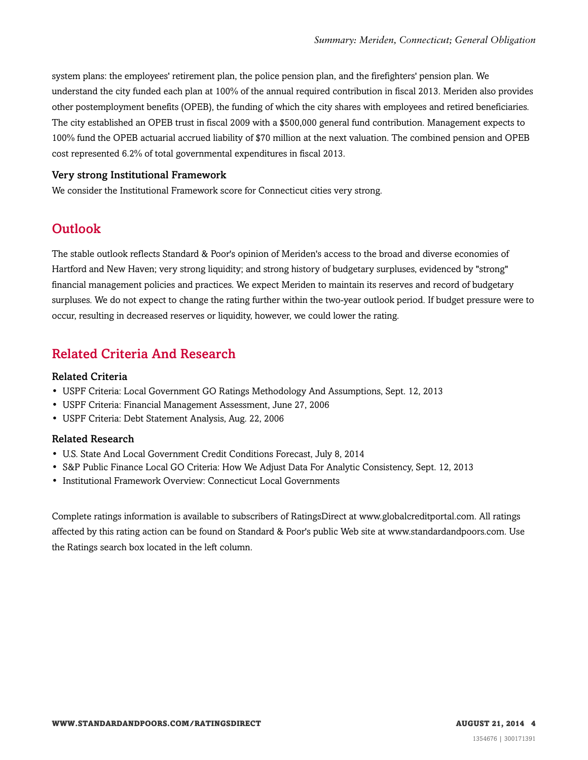system plans: the employees' retirement plan, the police pension plan, and the firefighters' pension plan. We understand the city funded each plan at 100% of the annual required contribution in fiscal 2013. Meriden also provides other postemployment benefits (OPEB), the funding of which the city shares with employees and retired beneficiaries. The city established an OPEB trust in fiscal 2009 with a $500,000 general fund contribution. Management expects to 100% fund the OPEB actuarial accrued liability of $70 million at the next valuation. The combined pension and OPEB cost represented 6.2% of total governmental expenditures in fiscal 2013.

### Very strong Institutional Framework

We consider the Institutional Framework score for Connecticut cities very strong.

## Outlook

The stable outlook reflects Standard & Poor's opinion of Meriden's access to the broad and diverse economies of Hartford and New Haven; very strong liquidity; and strong history of budgetary surpluses, evidenced by "strong" financial management policies and practices. We expect Meriden to maintain its reserves and record of budgetary surpluses. We do not expect to change the rating further within the two-year outlook period. If budget pressure were to occur, resulting in decreased reserves or liquidity, however, we could lower the rating.

## Related Criteria And Research

### Related Criteria

- USPF Criteria: Local Government GO Ratings Methodology And Assumptions, Sept. 12, 2013
- USPF Criteria: Financial Management Assessment, June 27, 2006
- USPF Criteria: Debt Statement Analysis, Aug. 22, 2006

### Related Research

- U.S. State And Local Government Credit Conditions Forecast, July 8, 2014
- S&P Public Finance Local GO Criteria: How We Adjust Data For Analytic Consistency, Sept. 12, 2013
- Institutional Framework Overview: Connecticut Local Governments

Complete ratings information is available to subscribers of RatingsDirect at www.globalcreditportal.com. All ratings affected by this rating action can be found on Standard & Poor's public Web site at www.standardandpoors.com. Use the Ratings search box located in the left column.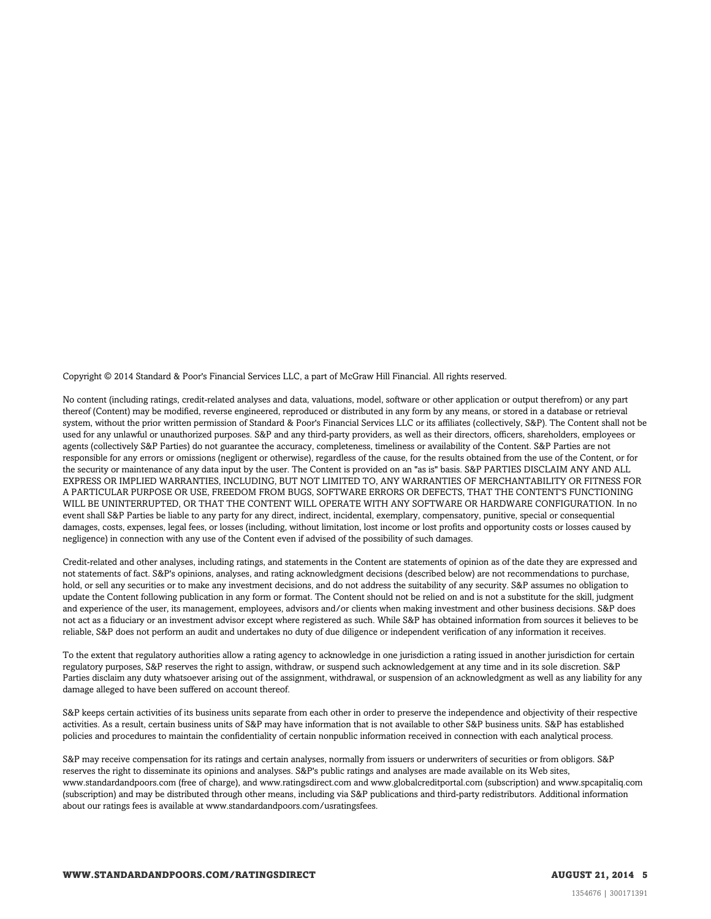Copyright © 2014 Standard & Poor's Financial Services LLC, a part of McGraw Hill Financial. All rights reserved.

No content (including ratings, credit-related analyses and data, valuations, model, software or other application or output therefrom) or any part thereof (Content) may be modified, reverse engineered, reproduced or distributed in any form by any means, or stored in a database or retrieval system, without the prior written permission of Standard & Poor's Financial Services LLC or its affiliates (collectively, S&P). The Content shall not be used for any unlawful or unauthorized purposes. S&P and any third-party providers, as well as their directors, officers, shareholders, employees or agents (collectively S&P Parties) do not guarantee the accuracy, completeness, timeliness or availability of the Content. S&P Parties are not responsible for any errors or omissions (negligent or otherwise), regardless of the cause, for the results obtained from the use of the Content, or for the security or maintenance of any data input by the user. The Content is provided on an "as is" basis. S&P PARTIES DISCLAIM ANY AND ALL EXPRESS OR IMPLIED WARRANTIES, INCLUDING, BUT NOT LIMITED TO, ANY WARRANTIES OF MERCHANTABILITY OR FITNESS FOR A PARTICULAR PURPOSE OR USE, FREEDOM FROM BUGS, SOFTWARE ERRORS OR DEFECTS, THAT THE CONTENT'S FUNCTIONING WILL BE UNINTERRUPTED, OR THAT THE CONTENT WILL OPERATE WITH ANY SOFTWARE OR HARDWARE CONFIGURATION. In no event shall S&P Parties be liable to any party for any direct, indirect, incidental, exemplary, compensatory, punitive, special or consequential damages, costs, expenses, legal fees, or losses (including, without limitation, lost income or lost profits and opportunity costs or losses caused by negligence) in connection with any use of the Content even if advised of the possibility of such damages.

Credit-related and other analyses, including ratings, and statements in the Content are statements of opinion as of the date they are expressed and not statements of fact. S&P's opinions, analyses, and rating acknowledgment decisions (described below) are not recommendations to purchase, hold, or sell any securities or to make any investment decisions, and do not address the suitability of any security. S&P assumes no obligation to update the Content following publication in any form or format. The Content should not be relied on and is not a substitute for the skill, judgment and experience of the user, its management, employees, advisors and/or clients when making investment and other business decisions. S&P does not act as a fiduciary or an investment advisor except where registered as such. While S&P has obtained information from sources it believes to be reliable, S&P does not perform an audit and undertakes no duty of due diligence or independent verification of any information it receives.

To the extent that regulatory authorities allow a rating agency to acknowledge in one jurisdiction a rating issued in another jurisdiction for certain regulatory purposes, S&P reserves the right to assign, withdraw, or suspend such acknowledgement at any time and in its sole discretion. S&P Parties disclaim any duty whatsoever arising out of the assignment, withdrawal, or suspension of an acknowledgment as well as any liability for any damage alleged to have been suffered on account thereof.

S&P keeps certain activities of its business units separate from each other in order to preserve the independence and objectivity of their respective activities. As a result, certain business units of S&P may have information that is not available to other S&P business units. S&P has established policies and procedures to maintain the confidentiality of certain nonpublic information received in connection with each analytical process.

S&P may receive compensation for its ratings and certain analyses, normally from issuers or underwriters of securities or from obligors. S&P reserves the right to disseminate its opinions and analyses. S&P's public ratings and analyses are made available on its Web sites, www.standardandpoors.com (free of charge), and www.ratingsdirect.com and www.globalcreditportal.com (subscription) and www.spcapitaliq.com (subscription) and may be distributed through other means, including via S&P publications and third-party redistributors. Additional information about our ratings fees is available at www.standardandpoors.com/usratingsfees.